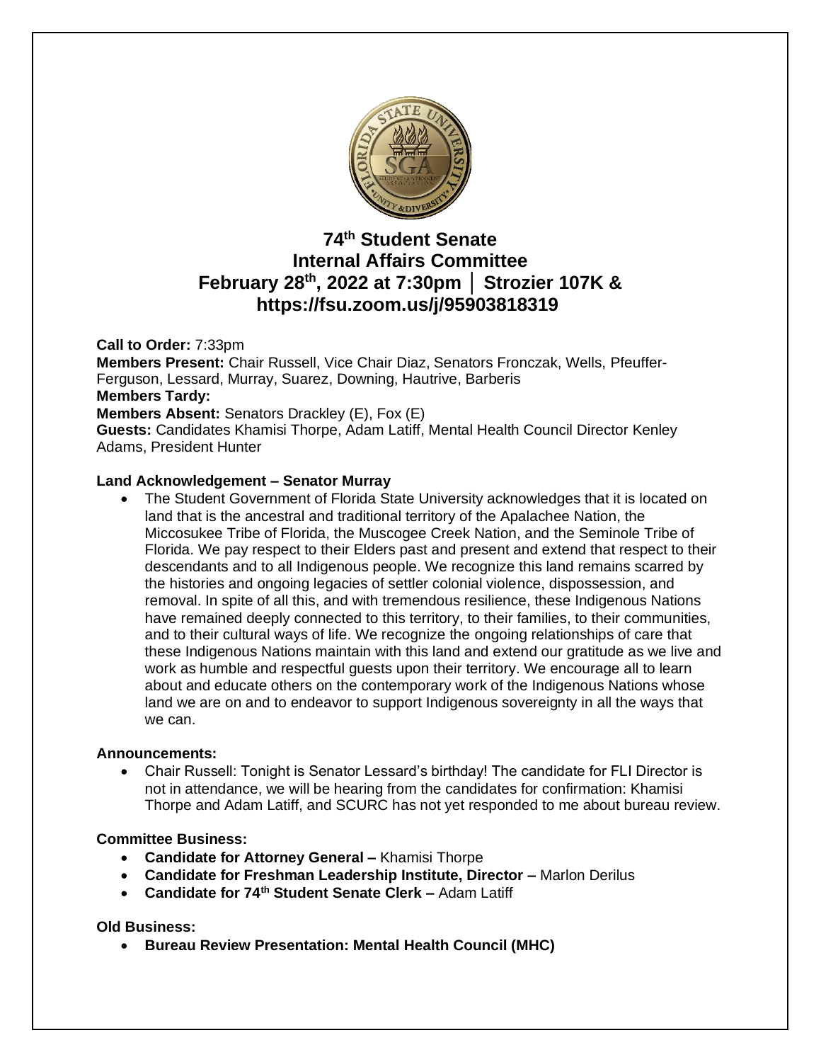# 74th Student Senate
## Internal Affairs Committee
## February 28th, 2022 at 7:30pm │ Strozier 107K & https://fsu.zoom.us/j/95903818319

**Call to Order:** 7:33pm
**Members Present:** Chair Russell, Vice Chair Diaz, Senators Fronczak, Wells, Pfeuffer-Ferguson, Lessard, Murray, Suarez, Downing, Hautrive, Barberis
**Members Tardy:**
**Members Absent:** Senators Drackley (E), Fox (E)
**Guests:** Candidates Khamisi Thorpe, Adam Latiff, Mental Health Council Director Kenley Adams, President Hunter

**Land Acknowledgement – Senator Murray**

- The Student Government of Florida State University acknowledges that it is located on land that is the ancestral and traditional territory of the Apalachee Nation, the Miccosukee Tribe of Florida, the Muscogee Creek Nation, and the Seminole Tribe of Florida. We pay respect to their Elders past and present and extend that respect to their descendants and to all Indigenous people. We recognize this land remains scarred by the histories and ongoing legacies of settler colonial violence, dispossession, and removal. In spite of all this, and with tremendous resilience, these Indigenous Nations have remained deeply connected to this territory, to their families, to their communities, and to their cultural ways of life. We recognize the ongoing relationships of care that these Indigenous Nations maintain with this land and extend our gratitude as we live and work as humble and respectful guests upon their territory. We encourage all to learn about and educate others on the contemporary work of the Indigenous Nations whose land we are on and to endeavor to support Indigenous sovereignty in all the ways that we can.

**Announcements:**

- Chair Russell: Tonight is Senator Lessard's birthday! The candidate for FLI Director is not in attendance, we will be hearing from the candidates for confirmation: Khamisi Thorpe and Adam Latiff, and SCURC has not yet responded to me about bureau review.

**Committee Business:**

- **Candidate for Attorney General –** Khamisi Thorpe
- **Candidate for Freshman Leadership Institute, Director –** Marlon Derilus
- **Candidate for 74th Student Senate Clerk –** Adam Latiff

**Old Business:**

- **Bureau Review Presentation: Mental Health Council (MHC)**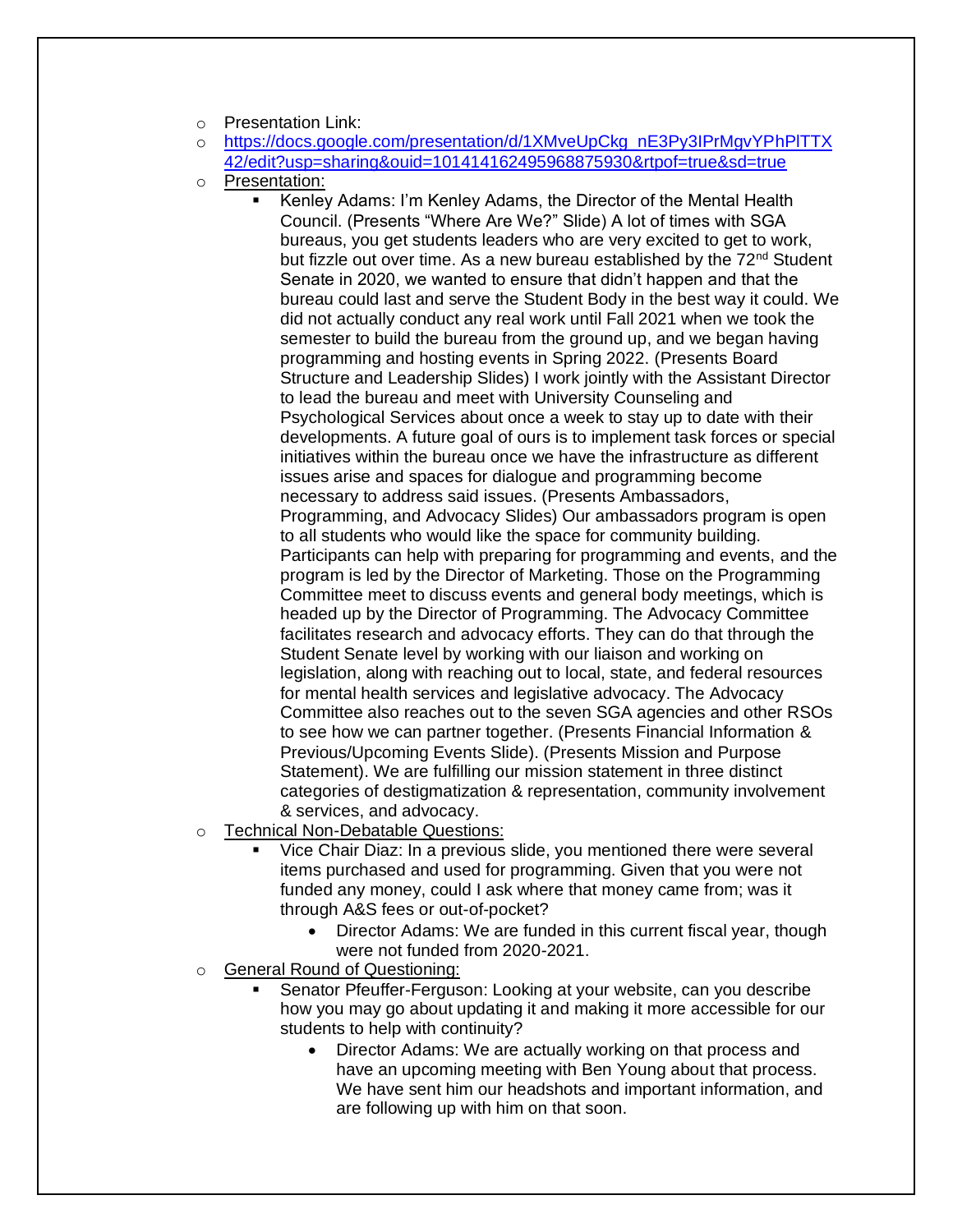- Presentation Link:
- [https://docs.google.com/presentation/d/1XMveUpCkg_nE3Py3IPrMgvYPhPlTTX42/edit?usp=sharing&ouid=101414162495968875930&rtpof=true&sd=true](https://docs.google.com/presentation/d/1XMveUpCkg_nE3Py3IPrMgvYPhPlTTX42/edit?usp=sharing&ouid=101414162495968875930&rtpof=true&sd=true)
- Presentation:
  - Kenley Adams: I'm Kenley Adams, the Director of the Mental Health Council. (Presents "Where Are We?" Slide) A lot of times with SGA bureaus, you get students leaders who are very excited to get to work, but fizzle out over time. As a new bureau established by the 72nd Student Senate in 2020, we wanted to ensure that didn't happen and that the bureau could last and serve the Student Body in the best way it could. We did not actually conduct any real work until Fall 2021 when we took the semester to build the bureau from the ground up, and we began having programming and hosting events in Spring 2022. (Presents Board Structure and Leadership Slides) I work jointly with the Assistant Director to lead the bureau and meet with University Counseling and Psychological Services about once a week to stay up to date with their developments. A future goal of ours is to implement task forces or special initiatives within the bureau once we have the infrastructure as different issues arise and spaces for dialogue and programming become necessary to address said issues. (Presents Ambassadors, Programming, and Advocacy Slides) Our ambassadors program is open to all students who would like the space for community building. Participants can help with preparing for programming and events, and the program is led by the Director of Marketing. Those on the Programming Committee meet to discuss events and general body meetings, which is headed up by the Director of Programming. The Advocacy Committee facilitates research and advocacy efforts. They can do that through the Student Senate level by working with our liaison and working on legislation, along with reaching out to local, state, and federal resources for mental health services and legislative advocacy. The Advocacy Committee also reaches out to the seven SGA agencies and other RSOs to see how we can partner together. (Presents Financial Information & Previous/Upcoming Events Slide). (Presents Mission and Purpose Statement). We are fulfilling our mission statement in three distinct categories of destigmatization & representation, community involvement & services, and advocacy.
- Technical Non-Debatable Questions:
  - Vice Chair Diaz: In a previous slide, you mentioned there were several items purchased and used for programming. Given that you were not funded any money, could I ask where that money came from; was it through A&S fees or out-of-pocket?
    - Director Adams: We are funded in this current fiscal year, though were not funded from 2020-2021.
- General Round of Questioning:
  - Senator Pfeuffer-Ferguson: Looking at your website, can you describe how you may go about updating it and making it more accessible for our students to help with continuity?
    - Director Adams: We are actually working on that process and have an upcoming meeting with Ben Young about that process. We have sent him our headshots and important information, and are following up with him on that soon.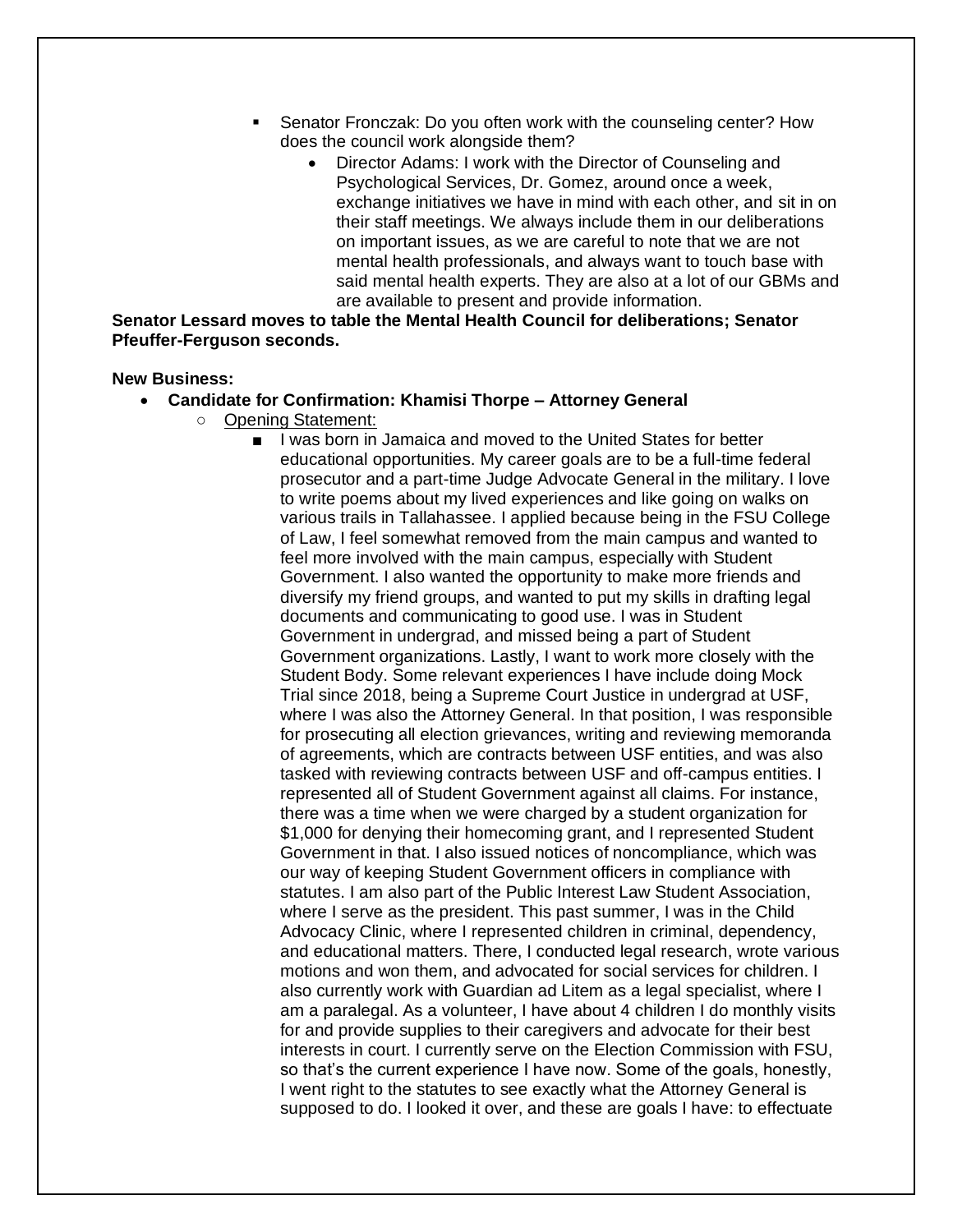- Senator Fronczak: Do you often work with the counseling center? How does the council work alongside them?
    - Director Adams: I work with the Director of Counseling and Psychological Services, Dr. Gomez, around once a week, exchange initiatives we have in mind with each other, and sit in on their staff meetings. We always include them in our deliberations on important issues, as we are careful to note that we are not mental health professionals, and always want to touch base with said mental health experts. They are also at a lot of our GBMs and are available to present and provide information.

**Senator Lessard moves to table the Mental Health Council for deliberations; Senator Pfeuffer-Ferguson seconds.**

**New Business:**

- **Candidate for Confirmation: Khamisi Thorpe – Attorney General**
    - Opening Statement:
        - I was born in Jamaica and moved to the United States for better educational opportunities. My career goals are to be a full-time federal prosecutor and a part-time Judge Advocate General in the military. I love to write poems about my lived experiences and like going on walks on various trails in Tallahassee. I applied because being in the FSU College of Law, I feel somewhat removed from the main campus and wanted to feel more involved with the main campus, especially with Student Government. I also wanted the opportunity to make more friends and diversify my friend groups, and wanted to put my skills in drafting legal documents and communicating to good use. I was in Student Government in undergrad, and missed being a part of Student Government organizations. Lastly, I want to work more closely with the Student Body. Some relevant experiences I have include doing Mock Trial since 2018, being a Supreme Court Justice in undergrad at USF, where I was also the Attorney General. In that position, I was responsible for prosecuting all election grievances, writing and reviewing memoranda of agreements, which are contracts between USF entities, and was also tasked with reviewing contracts between USF and off-campus entities. I represented all of Student Government against all claims. For instance, there was a time when we were charged by a student organization for $1,000 for denying their homecoming grant, and I represented Student Government in that. I also issued notices of noncompliance, which was our way of keeping Student Government officers in compliance with statutes. I am also part of the Public Interest Law Student Association, where I serve as the president. This past summer, I was in the Child Advocacy Clinic, where I represented children in criminal, dependency, and educational matters. There, I conducted legal research, wrote various motions and won them, and advocated for social services for children. I also currently work with Guardian ad Litem as a legal specialist, where I am a paralegal. As a volunteer, I have about 4 children I do monthly visits for and provide supplies to their caregivers and advocate for their best interests in court. I currently serve on the Election Commission with FSU, so that's the current experience I have now. Some of the goals, honestly, I went right to the statutes to see exactly what the Attorney General is supposed to do. I looked it over, and these are goals I have: to effectuate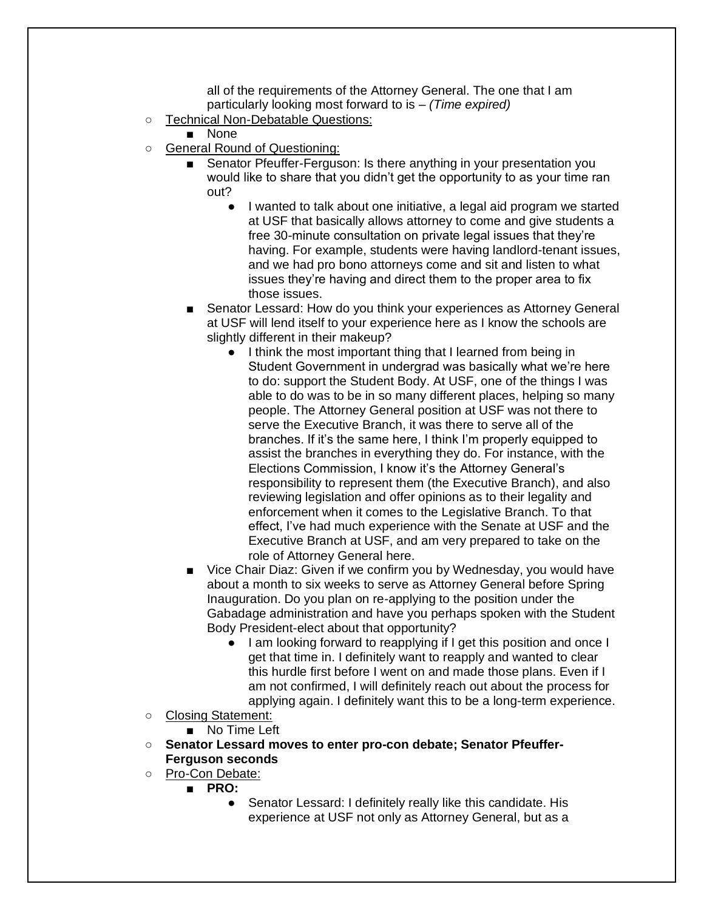all of the requirements of the Attorney General. The one that I am particularly looking most forward to is – *(Time expired)*

- Technical Non-Debatable Questions:
  - None
- General Round of Questioning:
  - Senator Pfeuffer-Ferguson: Is there anything in your presentation you would like to share that you didn't get the opportunity to as your time ran out?
    - I wanted to talk about one initiative, a legal aid program we started at USF that basically allows attorney to come and give students a free 30-minute consultation on private legal issues that they're having. For example, students were having landlord-tenant issues, and we had pro bono attorneys come and sit and listen to what issues they're having and direct them to the proper area to fix those issues.
  - Senator Lessard: How do you think your experiences as Attorney General at USF will lend itself to your experience here as I know the schools are slightly different in their makeup?
    - I think the most important thing that I learned from being in Student Government in undergrad was basically what we're here to do: support the Student Body. At USF, one of the things I was able to do was to be in so many different places, helping so many people. The Attorney General position at USF was not there to serve the Executive Branch, it was there to serve all of the branches. If it's the same here, I think I'm properly equipped to assist the branches in everything they do. For instance, with the Elections Commission, I know it's the Attorney General's responsibility to represent them (the Executive Branch), and also reviewing legislation and offer opinions as to their legality and enforcement when it comes to the Legislative Branch. To that effect, I've had much experience with the Senate at USF and the Executive Branch at USF, and am very prepared to take on the role of Attorney General here.
  - Vice Chair Diaz: Given if we confirm you by Wednesday, you would have about a month to six weeks to serve as Attorney General before Spring Inauguration. Do you plan on re-applying to the position under the Gabadage administration and have you perhaps spoken with the Student Body President-elect about that opportunity?
    - I am looking forward to reapplying if I get this position and once I get that time in. I definitely want to reapply and wanted to clear this hurdle first before I went on and made those plans. Even if I am not confirmed, I will definitely reach out about the process for applying again. I definitely want this to be a long-term experience.
- Closing Statement:
  - No Time Left
- **Senator Lessard moves to enter pro-con debate; Senator Pfeuffer-Ferguson seconds**
- Pro-Con Debate:
  - **PRO:**
    - Senator Lessard: I definitely really like this candidate. His experience at USF not only as Attorney General, but as a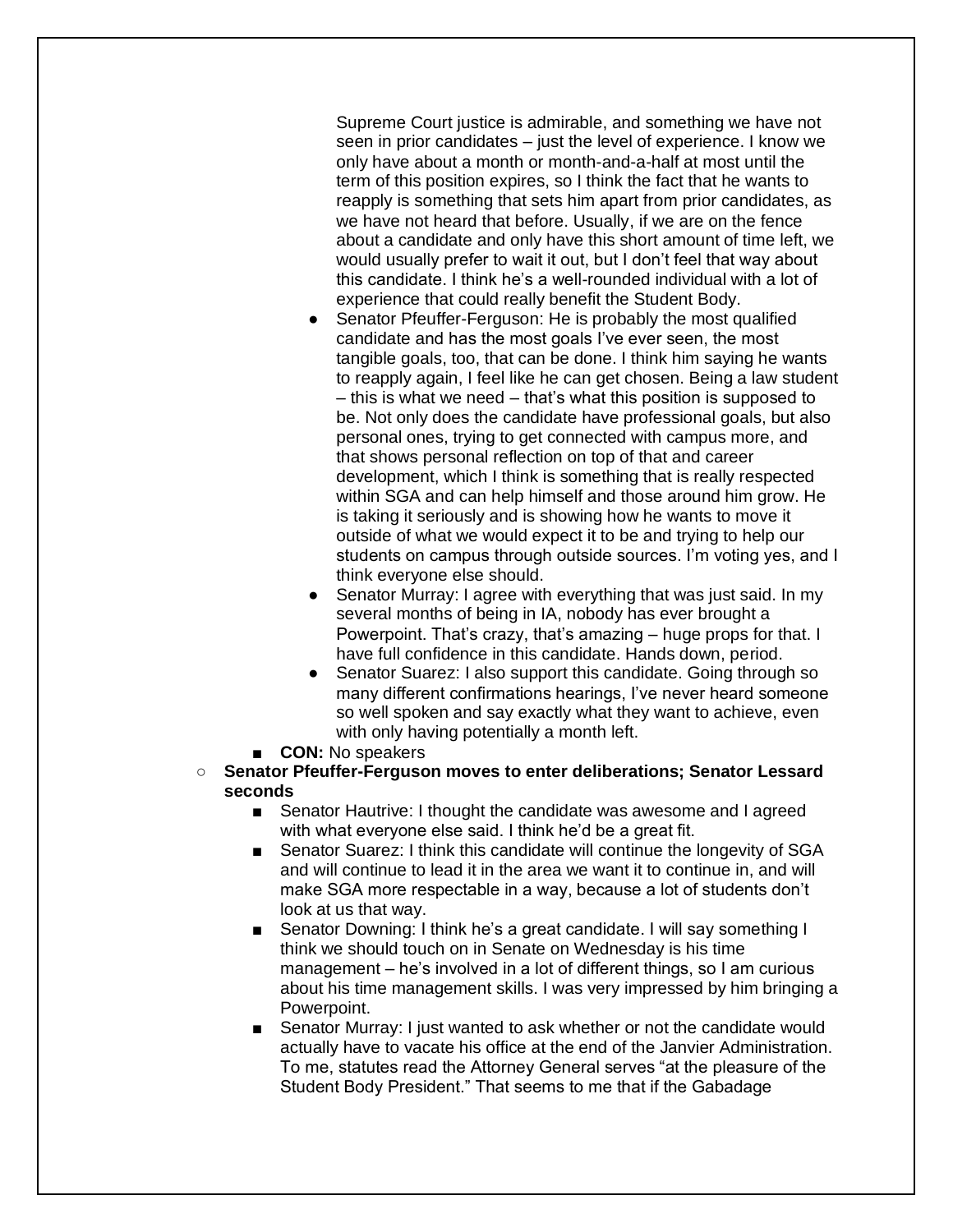Supreme Court justice is admirable, and something we have not seen in prior candidates – just the level of experience. I know we only have about a month or month-and-a-half at most until the term of this position expires, so I think the fact that he wants to reapply is something that sets him apart from prior candidates, as we have not heard that before. Usually, if we are on the fence about a candidate and only have this short amount of time left, we would usually prefer to wait it out, but I don't feel that way about this candidate. I think he's a well-rounded individual with a lot of experience that could really benefit the Student Body.

- Senator Pfeuffer-Ferguson: He is probably the most qualified candidate and has the most goals I've ever seen, the most tangible goals, too, that can be done. I think him saying he wants to reapply again, I feel like he can get chosen. Being a law student – this is what we need – that's what this position is supposed to be. Not only does the candidate have professional goals, but also personal ones, trying to get connected with campus more, and that shows personal reflection on top of that and career development, which I think is something that is really respected within SGA and can help himself and those around him grow. He is taking it seriously and is showing how he wants to move it outside of what we would expect it to be and trying to help our students on campus through outside sources. I'm voting yes, and I think everyone else should.
- Senator Murray: I agree with everything that was just said. In my several months of being in IA, nobody has ever brought a Powerpoint. That's crazy, that's amazing – huge props for that. I have full confidence in this candidate. Hands down, period.
- Senator Suarez: I also support this candidate. Going through so many different confirmations hearings, I've never heard someone so well spoken and say exactly what they want to achieve, even with only having potentially a month left.

- **CON:** No speakers

- **Senator Pfeuffer-Ferguson moves to enter deliberations; Senator Lessard seconds**
  - Senator Hautrive: I thought the candidate was awesome and I agreed with what everyone else said. I think he'd be a great fit.
  - Senator Suarez: I think this candidate will continue the longevity of SGA and will continue to lead it in the area we want it to continue in, and will make SGA more respectable in a way, because a lot of students don't look at us that way.
  - Senator Downing: I think he's a great candidate. I will say something I think we should touch on in Senate on Wednesday is his time management – he's involved in a lot of different things, so I am curious about his time management skills. I was very impressed by him bringing a Powerpoint.
  - Senator Murray: I just wanted to ask whether or not the candidate would actually have to vacate his office at the end of the Janvier Administration. To me, statutes read the Attorney General serves "at the pleasure of the Student Body President." That seems to me that if the Gabadage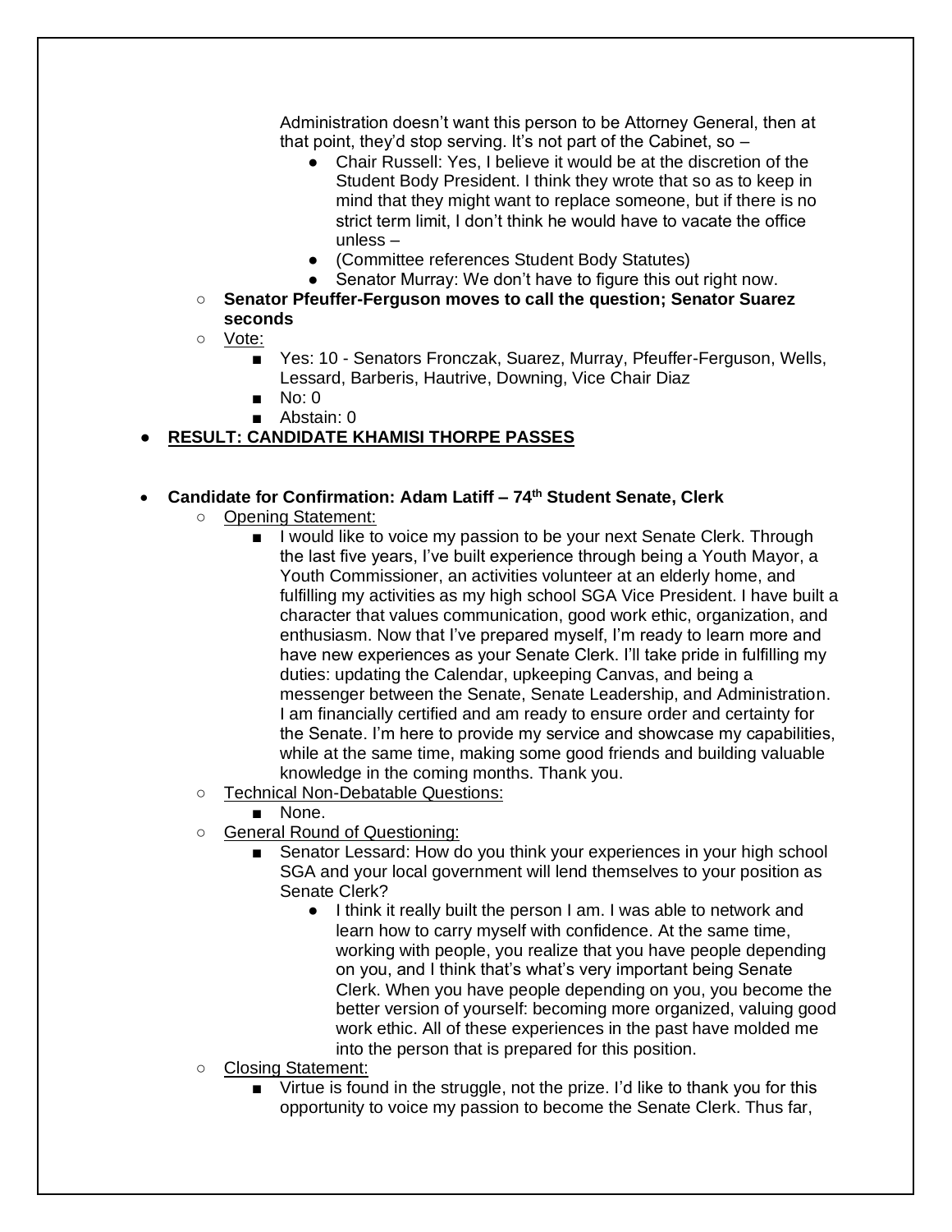Administration doesn't want this person to be Attorney General, then at that point, they'd stop serving. It's not part of the Cabinet, so –

- Chair Russell: Yes, I believe it would be at the discretion of the Student Body President. I think they wrote that so as to keep in mind that they might want to replace someone, but if there is no strict term limit, I don't think he would have to vacate the office unless –
- (Committee references Student Body Statutes)
- Senator Murray: We don't have to figure this out right now.

- **Senator Pfeuffer-Ferguson moves to call the question; Senator Suarez seconds**
- Vote:
  - Yes: 10 - Senators Fronczak, Suarez, Murray, Pfeuffer-Ferguson, Wells, Lessard, Barberis, Hautrive, Downing, Vice Chair Diaz
  - No: 0
  - Abstain: 0

- **RESULT: CANDIDATE KHAMISI THORPE PASSES**

- **Candidate for Confirmation: Adam Latiff – 74th Student Senate, Clerk**
  - Opening Statement:
    - I would like to voice my passion to be your next Senate Clerk. Through the last five years, I've built experience through being a Youth Mayor, a Youth Commissioner, an activities volunteer at an elderly home, and fulfilling my activities as my high school SGA Vice President. I have built a character that values communication, good work ethic, organization, and enthusiasm. Now that I've prepared myself, I'm ready to learn more and have new experiences as your Senate Clerk. I'll take pride in fulfilling my duties: updating the Calendar, upkeeping Canvas, and being a messenger between the Senate, Senate Leadership, and Administration. I am financially certified and am ready to ensure order and certainty for the Senate. I'm here to provide my service and showcase my capabilities, while at the same time, making some good friends and building valuable knowledge in the coming months. Thank you.
  - Technical Non-Debatable Questions:
    - None.
  - General Round of Questioning:
    - Senator Lessard: How do you think your experiences in your high school SGA and your local government will lend themselves to your position as Senate Clerk?
      - I think it really built the person I am. I was able to network and learn how to carry myself with confidence. At the same time, working with people, you realize that you have people depending on you, and I think that's what's very important being Senate Clerk. When you have people depending on you, you become the better version of yourself: becoming more organized, valuing good work ethic. All of these experiences in the past have molded me into the person that is prepared for this position.
  - Closing Statement:
    - Virtue is found in the struggle, not the prize. I'd like to thank you for this opportunity to voice my passion to become the Senate Clerk. Thus far,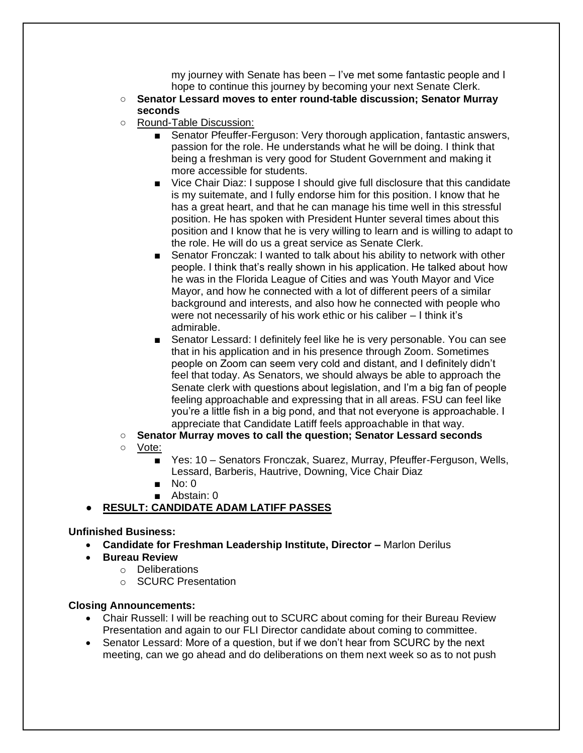my journey with Senate has been – I've met some fantastic people and I hope to continue this journey by becoming your next Senate Clerk.

- **Senator Lessard moves to enter round-table discussion; Senator Murray seconds**
- Round-Table Discussion:
  - Senator Pfeuffer-Ferguson: Very thorough application, fantastic answers, passion for the role. He understands what he will be doing. I think that being a freshman is very good for Student Government and making it more accessible for students.
  - Vice Chair Diaz: I suppose I should give full disclosure that this candidate is my suitemate, and I fully endorse him for this position. I know that he has a great heart, and that he can manage his time well in this stressful position. He has spoken with President Hunter several times about this position and I know that he is very willing to learn and is willing to adapt to the role. He will do us a great service as Senate Clerk.
  - Senator Fronczak: I wanted to talk about his ability to network with other people. I think that's really shown in his application. He talked about how he was in the Florida League of Cities and was Youth Mayor and Vice Mayor, and how he connected with a lot of different peers of a similar background and interests, and also how he connected with people who were not necessarily of his work ethic or his caliber – I think it's admirable.
  - Senator Lessard: I definitely feel like he is very personable. You can see that in his application and in his presence through Zoom. Sometimes people on Zoom can seem very cold and distant, and I definitely didn't feel that today. As Senators, we should always be able to approach the Senate clerk with questions about legislation, and I'm a big fan of people feeling approachable and expressing that in all areas. FSU can feel like you're a little fish in a big pond, and that not everyone is approachable. I appreciate that Candidate Latiff feels approachable in that way.
- **Senator Murray moves to call the question; Senator Lessard seconds**
- Vote:
  - Yes: 10 – Senators Fronczak, Suarez, Murray, Pfeuffer-Ferguson, Wells, Lessard, Barberis, Hautrive, Downing, Vice Chair Diaz
  - No: 0
  - Abstain: 0

- **RESULT: CANDIDATE ADAM LATIFF PASSES**

**Unfinished Business:**

- **Candidate for Freshman Leadership Institute, Director –** Marlon Derilus
- **Bureau Review**
  - Deliberations
  - SCURC Presentation

**Closing Announcements:**

- Chair Russell: I will be reaching out to SCURC about coming for their Bureau Review Presentation and again to our FLI Director candidate about coming to committee.
- Senator Lessard: More of a question, but if we don't hear from SCURC by the next meeting, can we go ahead and do deliberations on them next week so as to not push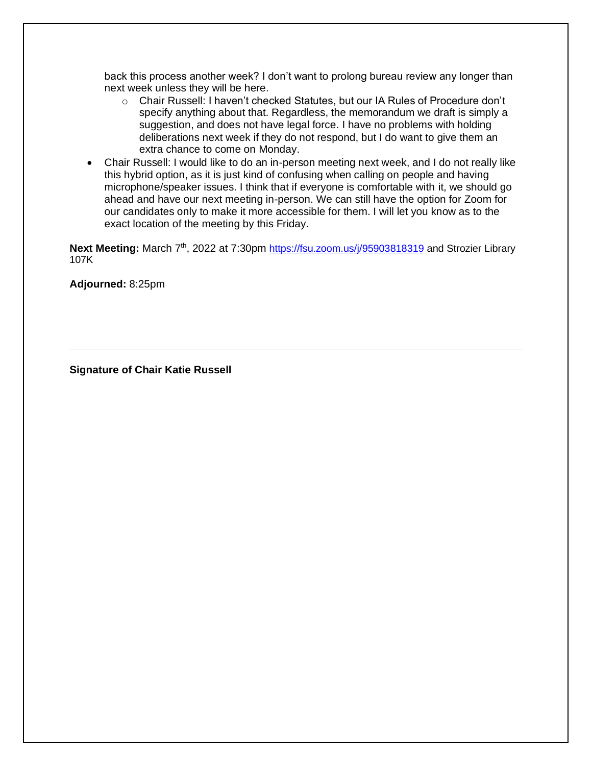back this process another week? I don't want to prolong bureau review any longer than next week unless they will be here.

  - Chair Russell: I haven't checked Statutes, but our IA Rules of Procedure don't specify anything about that. Regardless, the memorandum we draft is simply a suggestion, and does not have legal force. I have no problems with holding deliberations next week if they do not respond, but I do want to give them an extra chance to come on Monday.

- Chair Russell: I would like to do an in-person meeting next week, and I do not really like this hybrid option, as it is just kind of confusing when calling on people and having microphone/speaker issues. I think that if everyone is comfortable with it, we should go ahead and have our next meeting in-person. We can still have the option for Zoom for our candidates only to make it more accessible for them. I will let you know as to the exact location of the meeting by this Friday.

**Next Meeting:** March 7th, 2022 at 7:30pm https://fsu.zoom.us/j/95903818319 and Strozier Library 107K

**Adjourned:** 8:25pm

---

**Signature of Chair Katie Russell**